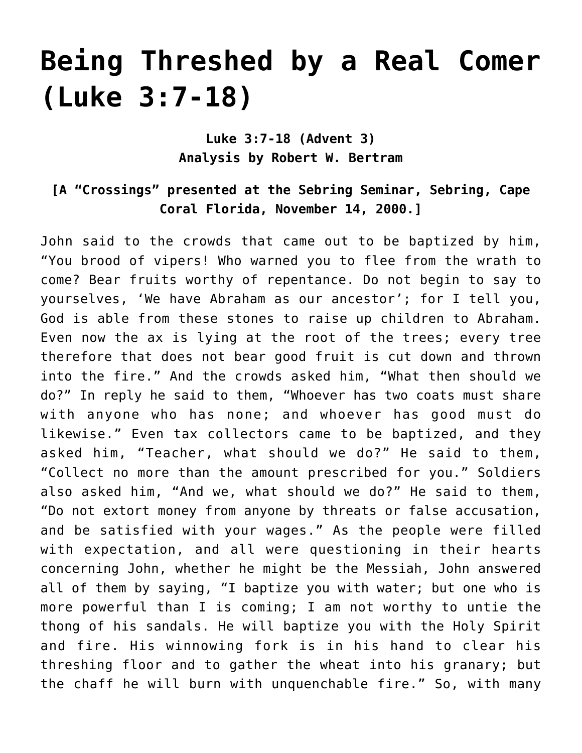# Being Threshed by a Real Comer (Luke 3:7-18)

**Luke 3:7-18 (Advent 3)**
**Analysis by Robert W. Bertram**

**[A "Crossings" presented at the Sebring Seminar, Sebring, Cape Coral Florida, November 14, 2000.]**

John said to the crowds that came out to be baptized by him, "You brood of vipers! Who warned you to flee from the wrath to come? Bear fruits worthy of repentance. Do not begin to say to yourselves, 'We have Abraham as our ancestor'; for I tell you, God is able from these stones to raise up children to Abraham. Even now the ax is lying at the root of the trees; every tree therefore that does not bear good fruit is cut down and thrown into the fire." And the crowds asked him, "What then should we do?" In reply he said to them, "Whoever has two coats must share with anyone who has none; and whoever has good must do likewise." Even tax collectors came to be baptized, and they asked him, "Teacher, what should we do?" He said to them, "Collect no more than the amount prescribed for you." Soldiers also asked him, "And we, what should we do?" He said to them, "Do not extort money from anyone by threats or false accusation, and be satisfied with your wages." As the people were filled with expectation, and all were questioning in their hearts concerning John, whether he might be the Messiah, John answered all of them by saying, "I baptize you with water; but one who is more powerful than I is coming; I am not worthy to untie the thong of his sandals. He will baptize you with the Holy Spirit and fire. His winnowing fork is in his hand to clear his threshing floor and to gather the wheat into his granary; but the chaff he will burn with unquenchable fire." So, with many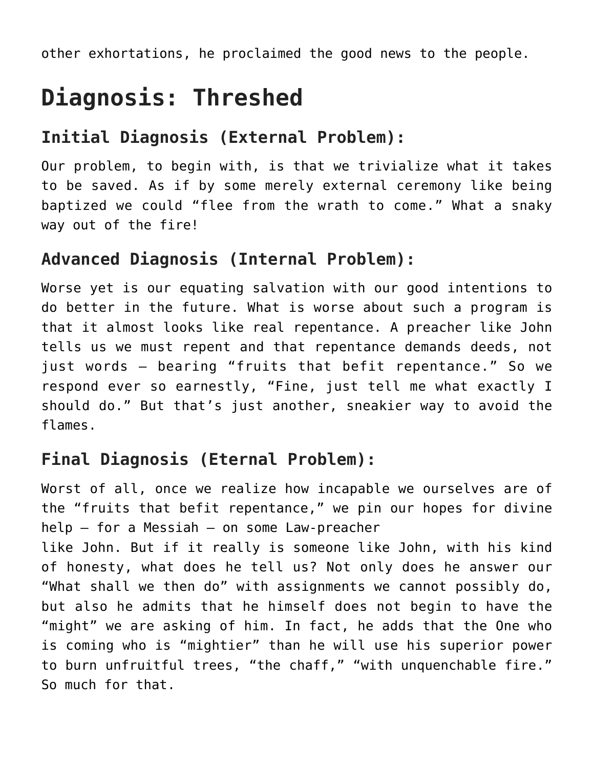other exhortations, he proclaimed the good news to the people.

# Diagnosis: Threshed

## Initial Diagnosis (External Problem):

Our problem, to begin with, is that we trivialize what it takes to be saved. As if by some merely external ceremony like being baptized we could "flee from the wrath to come." What a snaky way out of the fire!

## Advanced Diagnosis (Internal Problem):

Worse yet is our equating salvation with our good intentions to do better in the future. What is worse about such a program is that it almost looks like real repentance. A preacher like John tells us we must repent and that repentance demands deeds, not just words — bearing "fruits that befit repentance." So we respond ever so earnestly, "Fine, just tell me what exactly I should do." But that's just another, sneakier way to avoid the flames.

## Final Diagnosis (Eternal Problem):

Worst of all, once we realize how incapable we ourselves are of the "fruits that befit repentance," we pin our hopes for divine help — for a Messiah — on some Law-preacher like John. But if it really is someone like John, with his kind of honesty, what does he tell us? Not only does he answer our "What shall we then do" with assignments we cannot possibly do, but also he admits that he himself does not begin to have the "might" we are asking of him. In fact, he adds that the One who is coming who is "mightier" than he will use his superior power to burn unfruitful trees, "the chaff," "with unquenchable fire." So much for that.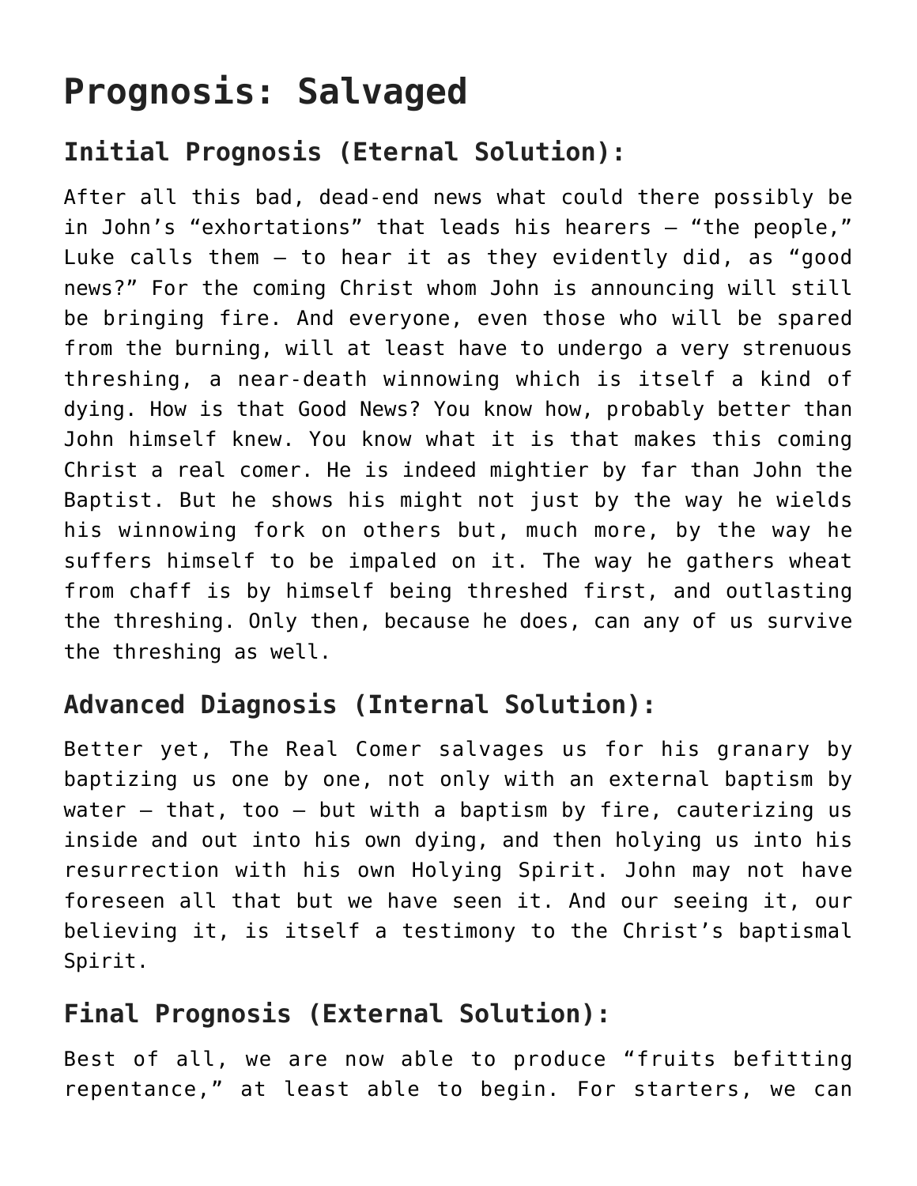# Prognosis: Salvaged

## Initial Prognosis (Eternal Solution):

After all this bad, dead-end news what could there possibly be in John's "exhortations" that leads his hearers – "the people," Luke calls them – to hear it as they evidently did, as "good news?" For the coming Christ whom John is announcing will still be bringing fire. And everyone, even those who will be spared from the burning, will at least have to undergo a very strenuous threshing, a near-death winnowing which is itself a kind of dying. How is that Good News? You know how, probably better than John himself knew. You know what it is that makes this coming Christ a real comer. He is indeed mightier by far than John the Baptist. But he shows his might not just by the way he wields his winnowing fork on others but, much more, by the way he suffers himself to be impaled on it. The way he gathers wheat from chaff is by himself being threshed first, and outlasting the threshing. Only then, because he does, can any of us survive the threshing as well.

## Advanced Diagnosis (Internal Solution):

Better yet, The Real Comer salvages us for his granary by baptizing us one by one, not only with an external baptism by water – that, too – but with a baptism by fire, cauterizing us inside and out into his own dying, and then holying us into his resurrection with his own Holying Spirit. John may not have foreseen all that but we have seen it. And our seeing it, our believing it, is itself a testimony to the Christ's baptismal Spirit.

## Final Prognosis (External Solution):

Best of all, we are now able to produce "fruits befitting repentance," at least able to begin. For starters, we can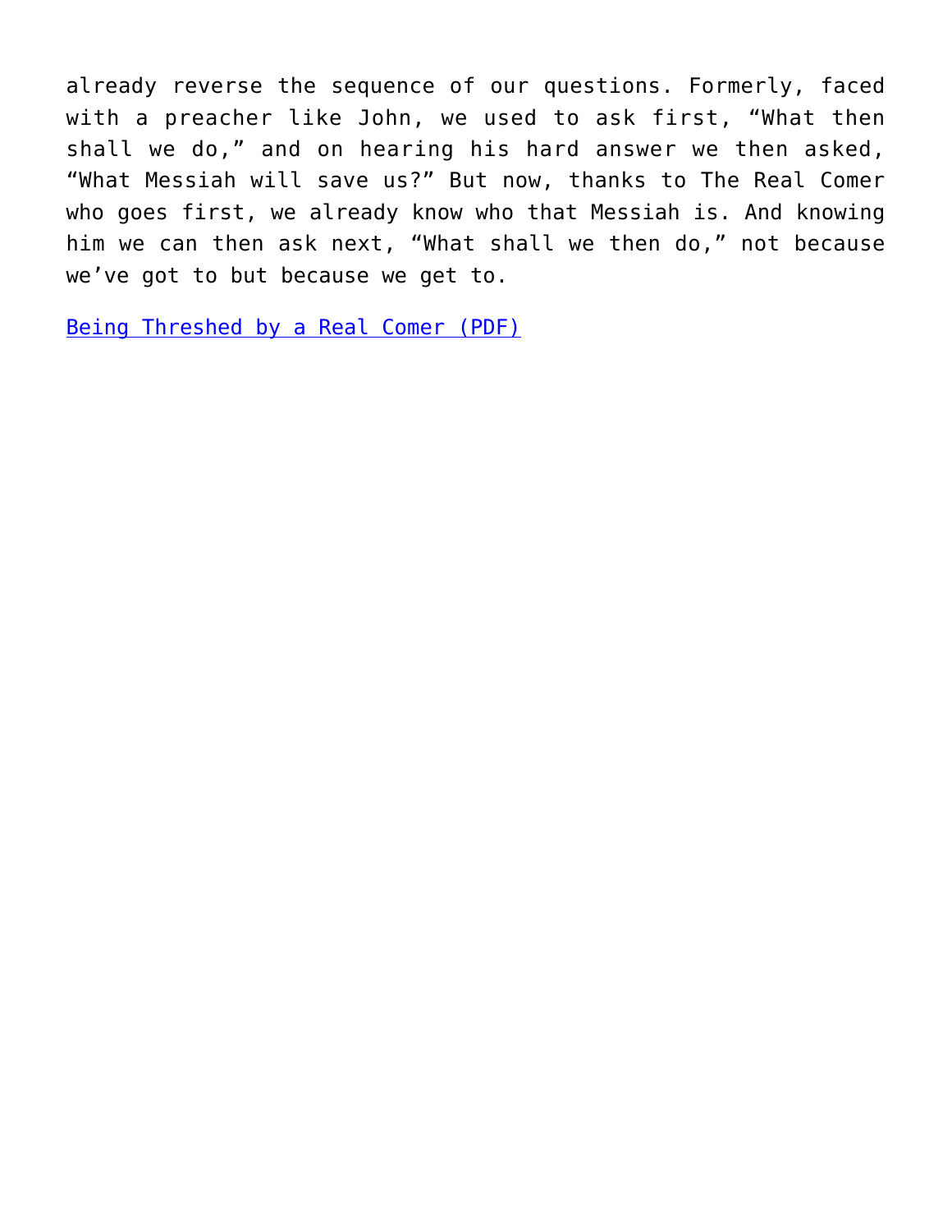already reverse the sequence of our questions. Formerly, faced with a preacher like John, we used to ask first, “What then shall we do,” and on hearing his hard answer we then asked, “What Messiah will save us?” But now, thanks to The Real Comer who goes first, we already know who that Messiah is. And knowing him we can then ask next, “What shall we then do,” not because we’ve got to but because we get to.

Being Threshed by a Real Comer (PDF)